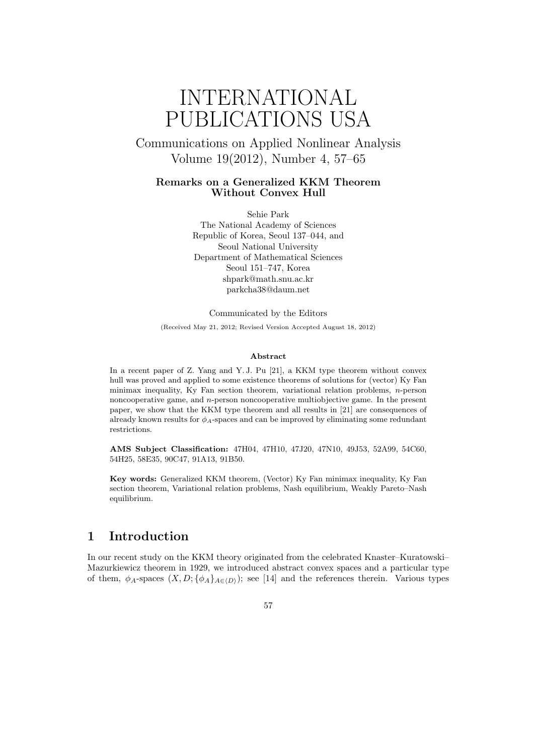# INTERNATIONAL PUBLICATIONS USA

Communications on Applied Nonlinear Analysis
Volume 19(2012), Number 4, 57–65

## Remarks on a Generalized KKM Theorem Without Convex Hull

Sehie Park
The National Academy of Sciences
Republic of Korea, Seoul 137–044, and
Seoul National University
Department of Mathematical Sciences
Seoul 151–747, Korea
shpark@math.snu.ac.kr
parkcha38@daum.net

Communicated by the Editors

(Received May 21, 2012; Revised Version Accepted August 18, 2012)

**Abstract**

In a recent paper of Z. Yang and Y. J. Pu [21], a KKM type theorem without convex hull was proved and applied to some existence theorems of solutions for (vector) Ky Fan minimax inequality, Ky Fan section theorem, variational relation problems, $n$-person noncooperative game, and $n$-person noncooperative multiobjective game. In the present paper, we show that the KKM type theorem and all results in [21] are consequences of already known results for $\phi_A$-spaces and can be improved by eliminating some redundant restrictions.

**AMS Subject Classification:** 47H04, 47H10, 47J20, 47N10, 49J53, 52A99, 54C60, 54H25, 58E35, 90C47, 91A13, 91B50.

**Key words:** Generalized KKM theorem, (Vector) Ky Fan minimax inequality, Ky Fan section theorem, Variational relation problems, Nash equilibrium, Weakly Pareto–Nash equilibrium.

## 1 Introduction

In our recent study on the KKM theory originated from the celebrated Knaster–Kuratowski–Mazurkiewicz theorem in 1929, we introduced abstract convex spaces and a particular type of them, $\phi_A$-spaces $(X, D; \{\phi_A\}_{A\in\langle D\rangle})$; see [14] and the references therein. Various types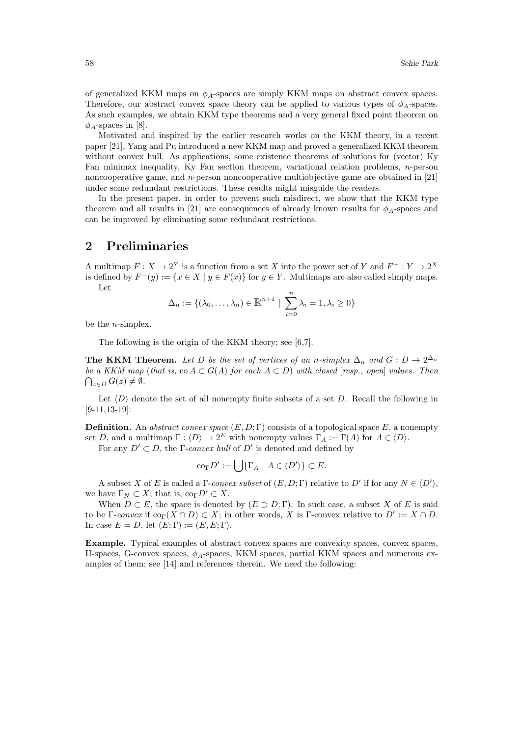of generalized KKM maps on $\phi_A$-spaces are simply KKM maps on abstract convex spaces. Therefore, our abstract convex space theory can be applied to various types of $\phi_A$-spaces. As such examples, we obtain KKM type theorems and a very general fixed point theorem on $\phi_A$-spaces in [8].

Motivated and inspired by the earlier research works on the KKM theory, in a recent paper [21], Yang and Pu introduced a new KKM map and proved a generalized KKM theorem without convex hull. As applications, some existence theorems of solutions for (vector) Ky Fan minimax inequality, Ky Fan section theorem, variational relation problems, $n$-person noncooperative game, and $n$-person noncooperative multiobjective game are obtained in [21] under some redundant restrictions. These results might misguide the readers.

In the present paper, in order to prevent such misdirect, we show that the KKM type theorem and all results in [21] are consequences of already known results for $\phi_A$-spaces and can be improved by eliminating some redundant restrictions.

## 2 Preliminaries

A multimap $F : X \to 2^Y$ is a function from a set $X$ into the power set of $Y$ and $F^- : Y \to 2^X$ is defined by $F^-(y) := \{x \in X \mid y \in F(x)\}$ for $y \in Y$. Multimaps are also called simply maps.

Let

$$\Delta_n := \{(\lambda_0, \ldots, \lambda_n) \in \mathbb{R}^{n+1} \mid \sum_{i=0}^{n} \lambda_i = 1, \lambda_i \geq 0\}$$

be the $n$-simplex.

The following is the origin of the KKM theory; see [6,7].

**The KKM Theorem.** *Let $D$ be the set of vertices of an $n$-simplex $\Delta_n$ and $G : D \to 2^{\Delta_n}$ be a KKM map (that is, $\operatorname{co} A \subset G(A)$ for each $A \subset D$) with closed [resp., open] values. Then $\bigcap_{z \in D} G(z) \neq \emptyset$.*

Let $\langle D \rangle$ denote the set of all nonempty finite subsets of a set $D$. Recall the following in [9-11,13-19]:

**Definition.** An *abstract convex space* $(E, D; \Gamma)$ consists of a topological space $E$, a nonempty set $D$, and a multimap $\Gamma : \langle D \rangle \to 2^E$ with nonempty values $\Gamma_A := \Gamma(A)$ for $A \in \langle D \rangle$.

For any $D' \subset D$, the $\Gamma$-*convex hull* of $D'$ is denoted and defined by

$$\operatorname{co}_\Gamma D' := \bigcup \{\Gamma_A \mid A \in \langle D' \rangle\} \subset E.$$

A subset $X$ of $E$ is called a $\Gamma$-*convex subset* of $(E, D; \Gamma)$ relative to $D'$ if for any $N \in \langle D' \rangle$, we have $\Gamma_N \subset X$; that is, $\operatorname{co}_\Gamma D' \subset X$.

When $D \subset E$, the space is denoted by $(E \supset D; \Gamma)$. In such case, a subset $X$ of $E$ is said to be $\Gamma$-*convex* if $\operatorname{co}_\Gamma(X \cap D) \subset X$; in other words, $X$ is $\Gamma$-convex relative to $D' := X \cap D$. In case $E = D$, let $(E; \Gamma) := (E, E; \Gamma)$.

**Example.** Typical examples of abstract convex spaces are convexity spaces, convex spaces, H-spaces, G-convex spaces, $\phi_A$-spaces, KKM spaces, partial KKM spaces and numerous examples of them; see [14] and references therein. We need the following: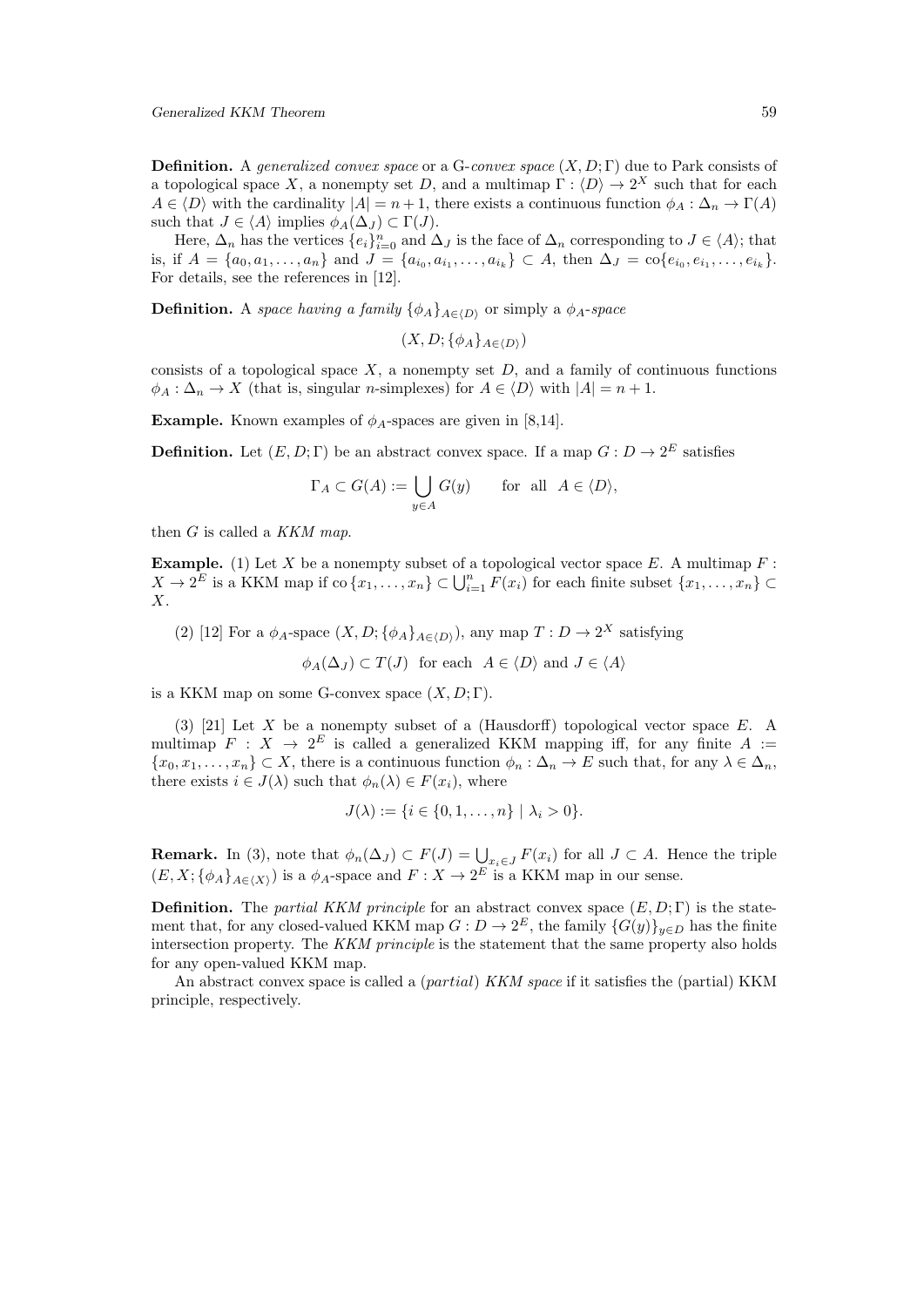**Definition.** A *generalized convex space* or a G-*convex space* $(X, D; \Gamma)$ due to Park consists of a topological space $X$, a nonempty set $D$, and a multimap $\Gamma : \langle D \rangle \to 2^X$ such that for each $A \in \langle D \rangle$ with the cardinality $|A| = n + 1$, there exists a continuous function $\phi_A : \Delta_n \to \Gamma(A)$ such that $J \in \langle A \rangle$ implies $\phi_A(\Delta_J) \subset \Gamma(J)$.

Here, $\Delta_n$ has the vertices $\{e_i\}_{i=0}^n$ and $\Delta_J$ is the face of $\Delta_n$ corresponding to $J \in \langle A \rangle$; that is, if $A = \{a_0, a_1, \ldots, a_n\}$ and $J = \{a_{i_0}, a_{i_1}, \ldots, a_{i_k}\} \subset A$, then $\Delta_J = \mathrm{co}\{e_{i_0}, e_{i_1}, \ldots, e_{i_k}\}$. For details, see the references in [12].

**Definition.** A *space having a family* $\{\phi_A\}_{A \in \langle D \rangle}$ or simply a $\phi_A$-*space*

$$(X, D; \{\phi_A\}_{A \in \langle D \rangle})$$

consists of a topological space $X$, a nonempty set $D$, and a family of continuous functions $\phi_A : \Delta_n \to X$ (that is, singular $n$-simplexes) for $A \in \langle D \rangle$ with $|A| = n + 1$.

**Example.** Known examples of $\phi_A$-spaces are given in [8,14].

**Definition.** Let $(E, D; \Gamma)$ be an abstract convex space. If a map $G : D \to 2^E$ satisfies

$$\Gamma_A \subset G(A) := \bigcup_{y \in A} G(y) \qquad \text{for all} \quad A \in \langle D \rangle,$$

then $G$ is called a *KKM map*.

**Example.** (1) Let $X$ be a nonempty subset of a topological vector space $E$. A multimap $F : X \to 2^E$ is a KKM map if $\mathrm{co}\,\{x_1, \ldots, x_n\} \subset \bigcup_{i=1}^n F(x_i)$ for each finite subset $\{x_1, \ldots, x_n\} \subset X$.

(2) [12] For a $\phi_A$-space $(X, D; \{\phi_A\}_{A \in \langle D \rangle})$, any map $T : D \to 2^X$ satisfying

$$\phi_A(\Delta_J) \subset T(J) \quad \text{for each} \quad A \in \langle D \rangle \text{ and } J \in \langle A \rangle$$

is a KKM map on some G-convex space $(X, D; \Gamma)$.

(3) [21] Let $X$ be a nonempty subset of a (Hausdorff) topological vector space $E$. A multimap $F : X \to 2^E$ is called a generalized KKM mapping iff, for any finite $A := \{x_0, x_1, \ldots, x_n\} \subset X$, there is a continuous function $\phi_n : \Delta_n \to E$ such that, for any $\lambda \in \Delta_n$, there exists $i \in J(\lambda)$ such that $\phi_n(\lambda) \in F(x_i)$, where

$$J(\lambda) := \{i \in \{0, 1, \ldots, n\} \mid \lambda_i > 0\}.$$

**Remark.** In (3), note that $\phi_n(\Delta_J) \subset F(J) = \bigcup_{x_i \in J} F(x_i)$ for all $J \subset A$. Hence the triple $(E, X; \{\phi_A\}_{A \in \langle X \rangle})$ is a $\phi_A$-space and $F : X \to 2^E$ is a KKM map in our sense.

**Definition.** The *partial KKM principle* for an abstract convex space $(E, D; \Gamma)$ is the statement that, for any closed-valued KKM map $G : D \to 2^E$, the family $\{G(y)\}_{y \in D}$ has the finite intersection property. The *KKM principle* is the statement that the same property also holds for any open-valued KKM map.

An abstract convex space is called a (*partial*) *KKM space* if it satisfies the (partial) KKM principle, respectively.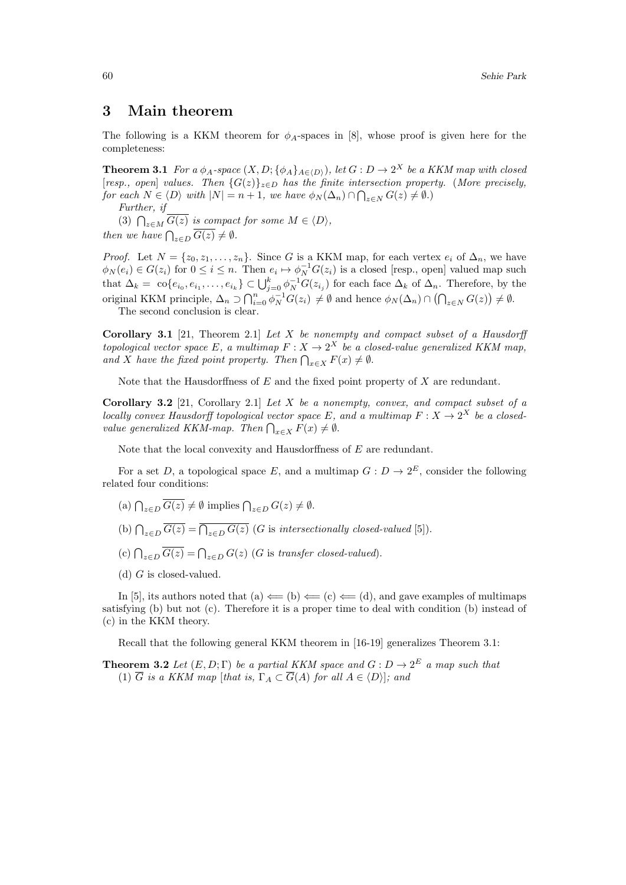## 3 Main theorem

The following is a KKM theorem for $\phi_A$-spaces in [8], whose proof is given here for the completeness:

**Theorem 3.1** *For a $\phi_A$-space $(X, D; \{\phi_A\}_{A\in\langle D\rangle})$, let $G : D \to 2^X$ be a KKM map with closed [resp., open] values. Then $\{G(z)\}_{z\in D}$ has the finite intersection property.* (*More precisely, for each $N \in \langle D\rangle$ with $|N| = n + 1$, we have $\phi_N(\Delta_n) \cap \bigcap_{z\in N} G(z) \neq \emptyset$.*)

*Further, if*

(3) $\bigcap_{z\in M} \overline{G(z)}$ *is compact for some $M \in \langle D\rangle$,*

*then we have $\bigcap_{z\in D} \overline{G(z)} \neq \emptyset$.*

*Proof.* Let $N = \{z_0, z_1, \ldots, z_n\}$. Since $G$ is a KKM map, for each vertex $e_i$ of $\Delta_n$, we have $\phi_N(e_i) \in G(z_i)$ for $0 \le i \le n$. Then $e_i \mapsto \phi_N^{-1}G(z_i)$ is a closed [resp., open] valued map such that $\Delta_k = \text{co}\{e_{i_0}, e_{i_1}, \ldots, e_{i_k}\} \subset \bigcup_{j=0}^{k} \phi_N^{-1}G(z_{i_j})$ for each face $\Delta_k$ of $\Delta_n$. Therefore, by the original KKM principle, $\Delta_n \supset \bigcap_{i=0}^{n} \phi_N^{-1}G(z_i) \neq \emptyset$ and hence $\phi_N(\Delta_n) \cap \left(\bigcap_{z\in N} G(z)\right) \neq \emptyset$.

The second conclusion is clear.

**Corollary 3.1** [21, Theorem 2.1] *Let $X$ be nonempty and compact subset of a Hausdorff topological vector space $E$, a multimap $F : X \to 2^X$ be a closed-value generalized KKM map, and $X$ have the fixed point property. Then $\bigcap_{x\in X} F(x) \neq \emptyset$.*

Note that the Hausdorffness of $E$ and the fixed point property of $X$ are redundant.

**Corollary 3.2** [21, Corollary 2.1] *Let $X$ be a nonempty, convex, and compact subset of a locally convex Hausdorff topological vector space $E$, and a multimap $F : X \to 2^X$ be a closed-value generalized KKM-map. Then $\bigcap_{x\in X} F(x) \neq \emptyset$.*

Note that the local convexity and Hausdorffness of $E$ are redundant.

For a set $D$, a topological space $E$, and a multimap $G : D \to 2^E$, consider the following related four conditions:

(a) $\bigcap_{z\in D} \overline{G(z)} \neq \emptyset$ implies $\bigcap_{z\in D} G(z) \neq \emptyset$.

(b) $\bigcap_{z\in D} \overline{G(z)} = \overline{\bigcap_{z\in D} G(z)}$ ($G$ is *intersectionally closed-valued* [5]).

(c) $\bigcap_{z\in D} \overline{G(z)} = \bigcap_{z\in D} G(z)$ ($G$ is *transfer closed-valued*).

(d) $G$ is closed-valued.

In [5], its authors noted that (a) $\Longleftarrow$ (b) $\Longleftarrow$ (c) $\Longleftarrow$ (d), and gave examples of multimaps satisfying (b) but not (c). Therefore it is a proper time to deal with condition (b) instead of (c) in the KKM theory.

Recall that the following general KKM theorem in [16-19] generalizes Theorem 3.1:

**Theorem 3.2** *Let $(E, D; \Gamma)$ be a partial KKM space and $G : D \to 2^E$ a map such that*

(1) *$\overline{G}$ is a KKM map [that is, $\Gamma_A \subset \overline{G}(A)$ for all $A \in \langle D\rangle$]; and*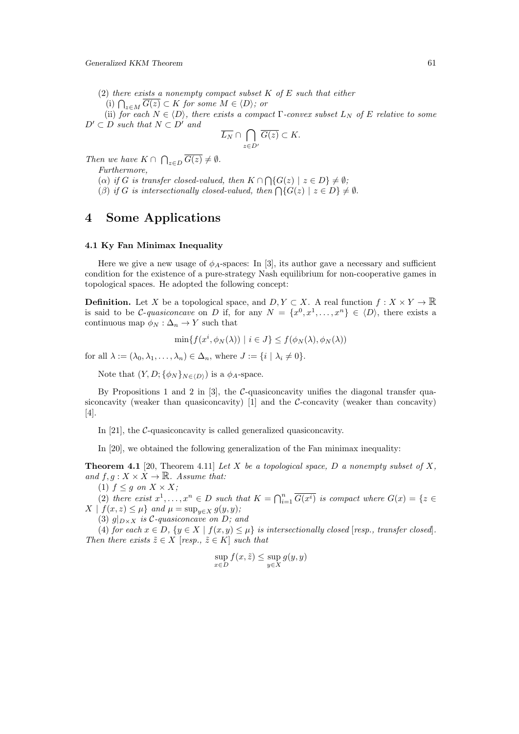*(2) there exists a nonempty compact subset $K$ of $E$ such that either*

*(i) $\bigcap_{z\in M} \overline{G(z)} \subset K$ for some $M \in \langle D \rangle$; or*

*(ii) for each $N \in \langle D \rangle$, there exists a compact $\Gamma$-convex subset $L_N$ of $E$ relative to some $D' \subset D$ such that $N \subset D'$ and*

$$\overline{L_N} \cap \bigcap_{z\in D'} \overline{G(z)} \subset K.$$

*Then we have $K \cap \bigcap_{z\in D} \overline{G(z)} \neq \emptyset$.*

*Furthermore,*

*($\alpha$) if $G$ is transfer closed-valued, then $K \cap \bigcap\{G(z) \mid z \in D\} \neq \emptyset$;*

*($\beta$) if $G$ is intersectionally closed-valued, then $\bigcap\{G(z) \mid z \in D\} \neq \emptyset$.*

# 4 Some Applications

### 4.1 Ky Fan Minimax Inequality

Here we give a new usage of $\phi_A$-spaces: In [3], its author gave a necessary and sufficient condition for the existence of a pure-strategy Nash equilibrium for non-cooperative games in topological spaces. He adopted the following concept:

**Definition.** Let $X$ be a topological space, and $D, Y \subset X$. A real function $f : X \times Y \to \mathbb{R}$ is said to be *$\mathcal{C}$-quasiconcave* on $D$ if, for any $N = \{x^0, x^1, \ldots, x^n\} \in \langle D \rangle$, there exists a continuous map $\phi_N : \Delta_n \to Y$ such that

$$\min\{f(x^i, \phi_N(\lambda)) \mid i \in J\} \leq f(\phi_N(\lambda), \phi_N(\lambda))$$

for all $\lambda := (\lambda_0, \lambda_1, \ldots, \lambda_n) \in \Delta_n$, where $J := \{i \mid \lambda_i \neq 0\}$.

Note that $(Y, D; \{\phi_N\}_{N\in\langle D \rangle})$ is a $\phi_A$-space.

By Propositions 1 and 2 in [3], the $\mathcal{C}$-quasiconcavity unifies the diagonal transfer quasiconcavity (weaker than quasiconcavity) [1] and the $\mathcal{C}$-concavity (weaker than concavity) [4].

In [21], the $\mathcal{C}$-quasiconcavity is called generalized quasiconcavity.

In [20], we obtained the following generalization of the Fan minimax inequality:

**Theorem 4.1** [20, Theorem 4.11] *Let $X$ be a topological space, $D$ a nonempty subset of $X$, and $f, g : X \times X \to \mathbb{R}$. Assume that:*

*(1) $f \leq g$ on $X \times X$;*

*(2) there exist $x^1, \ldots, x^n \in D$ such that $K = \bigcap_{i=1}^n \overline{G(x^i)}$ is compact where $G(x) = \{z \in X \mid f(x, z) \leq \mu\}$ and $\mu = \sup_{y\in X} g(y, y)$;*

*(3) $g|_{D\times X}$ is $\mathcal{C}$-quasiconcave on $D$; and*

*(4) for each $x \in D$, $\{y \in X \mid f(x, y) \leq \mu\}$ is intersectionally closed [resp., transfer closed]. Then there exists $\tilde{z} \in X$ [resp., $\tilde{z} \in K$] such that*

$$\sup_{x\in D} f(x, \tilde{z}) \leq \sup_{y\in X} g(y, y)$$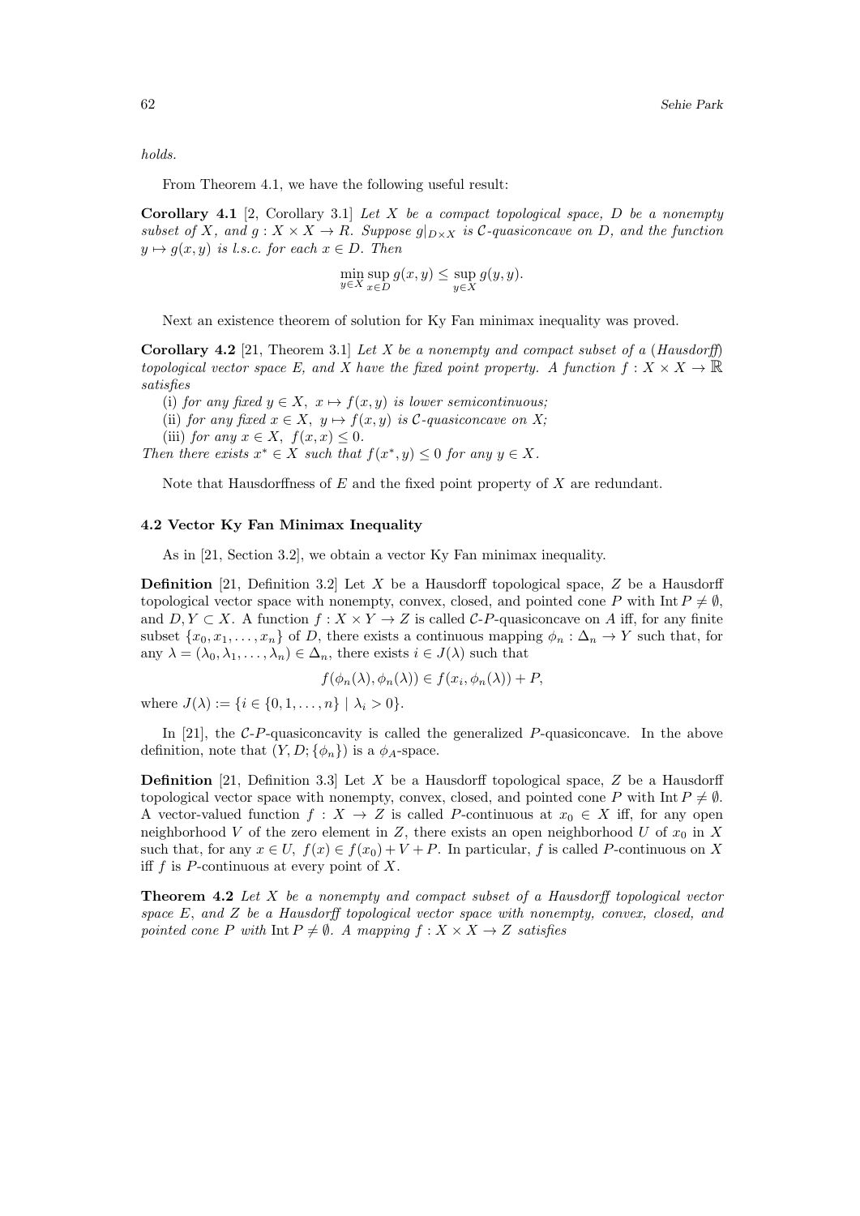*holds.*

From Theorem 4.1, we have the following useful result:

**Corollary 4.1** [2, Corollary 3.1] *Let $X$ be a compact topological space, $D$ be a nonempty subset of $X$, and $g : X \times X \to R$. Suppose $g|_{D\times X}$ is $\mathcal{C}$-quasiconcave on $D$, and the function $y \mapsto g(x, y)$ is l.s.c. for each $x \in D$. Then*

$$\min_{y\in X} \sup_{x\in D} g(x, y) \leq \sup_{y\in X} g(y, y).$$

Next an existence theorem of solution for Ky Fan minimax inequality was proved.

**Corollary 4.2** [21, Theorem 3.1] *Let $X$ be a nonempty and compact subset of a (Hausdorff) topological vector space $E$, and $X$ have the fixed point property. A function $f : X \times X \to \mathbb{R}$ satisfies*

(i) *for any fixed $y \in X$, $x \mapsto f(x, y)$ is lower semicontinuous;*

(ii) *for any fixed $x \in X$, $y \mapsto f(x, y)$ is $\mathcal{C}$-quasiconcave on $X$;*

(iii) *for any $x \in X$, $f(x, x) \leq 0$.*

*Then there exists $x^* \in X$ such that $f(x^*, y) \leq 0$ for any $y \in X$.*

Note that Hausdorffness of $E$ and the fixed point property of $X$ are redundant.

### 4.2 Vector Ky Fan Minimax Inequality

As in [21, Section 3.2], we obtain a vector Ky Fan minimax inequality.

**Definition** [21, Definition 3.2] Let $X$ be a Hausdorff topological space, $Z$ be a Hausdorff topological vector space with nonempty, convex, closed, and pointed cone $P$ with $\operatorname{Int} P \neq \emptyset$, and $D, Y \subset X$. A function $f : X \times Y \to Z$ is called $\mathcal{C}$-$P$-quasiconcave on $A$ iff, for any finite subset $\{x_0, x_1, \ldots, x_n\}$ of $D$, there exists a continuous mapping $\phi_n : \Delta_n \to Y$ such that, for any $\lambda = (\lambda_0, \lambda_1, \ldots, \lambda_n) \in \Delta_n$, there exists $i \in J(\lambda)$ such that

$$f(\phi_n(\lambda), \phi_n(\lambda)) \in f(x_i, \phi_n(\lambda)) + P,$$

where $J(\lambda) := \{i \in \{0, 1, \ldots, n\} \mid \lambda_i > 0\}$.

In [21], the $\mathcal{C}$-$P$-quasiconcavity is called the generalized $P$-quasiconcave. In the above definition, note that $(Y, D; \{\phi_n\})$ is a $\phi_A$-space.

**Definition** [21, Definition 3.3] Let $X$ be a Hausdorff topological space, $Z$ be a Hausdorff topological vector space with nonempty, convex, closed, and pointed cone $P$ with $\operatorname{Int} P \neq \emptyset$. A vector-valued function $f : X \to Z$ is called $P$-continuous at $x_0 \in X$ iff, for any open neighborhood $V$ of the zero element in $Z$, there exists an open neighborhood $U$ of $x_0$ in $X$ such that, for any $x \in U$, $f(x) \in f(x_0) + V + P$. In particular, $f$ is called $P$-continuous on $X$ iff $f$ is $P$-continuous at every point of $X$.

**Theorem 4.2** *Let $X$ be a nonempty and compact subset of a Hausdorff topological vector space $E$, and $Z$ be a Hausdorff topological vector space with nonempty, convex, closed, and pointed cone $P$ with $\operatorname{Int} P \neq \emptyset$. A mapping $f : X \times X \to Z$ satisfies*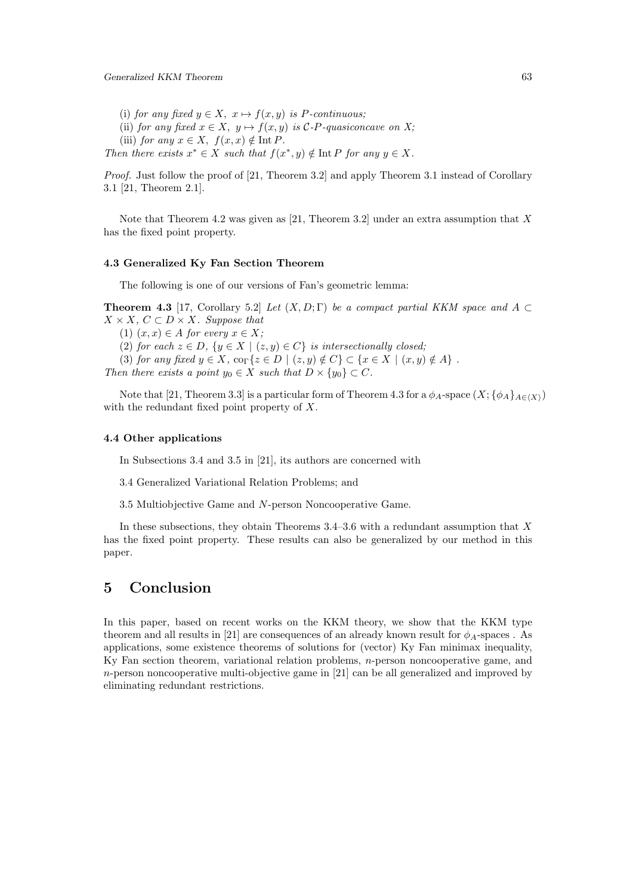(i) *for any fixed* $y \in X$, $x \mapsto f(x, y)$ *is* $P$*-continuous;*

(ii) *for any fixed* $x \in X$, $y \mapsto f(x, y)$ *is* $\mathcal{C}$-$P$*-quasiconcave on* $X$*;*

(iii) *for any* $x \in X$, $f(x, x) \notin \operatorname{Int} P$.

*Then there exists* $x^* \in X$ *such that* $f(x^*, y) \notin \operatorname{Int} P$ *for any* $y \in X$.

*Proof.* Just follow the proof of [21, Theorem 3.2] and apply Theorem 3.1 instead of Corollary 3.1 [21, Theorem 2.1].

Note that Theorem 4.2 was given as [21, Theorem 3.2] under an extra assumption that $X$ has the fixed point property.

### 4.3 Generalized Ky Fan Section Theorem

The following is one of our versions of Fan's geometric lemma:

**Theorem 4.3** [17, Corollary 5.2] *Let* $(X, D; \Gamma)$ *be a compact partial KKM space and* $A \subset X \times X$, $C \subset D \times X$. *Suppose that*

(1) $(x, x) \in A$ *for every* $x \in X$*;*

(2) *for each* $z \in D$, $\{y \in X \mid (z, y) \in C\}$ *is intersectionally closed;*

(3) *for any fixed* $y \in X$, $\operatorname{co}_\Gamma\{z \in D \mid (z, y) \notin C\} \subset \{x \in X \mid (x, y) \notin A\}$ .

*Then there exists a point* $y_0 \in X$ *such that* $D \times \{y_0\} \subset C$.

Note that [21, Theorem 3.3] is a particular form of Theorem 4.3 for a $\phi_A$-space $(X; \{\phi_A\}_{A \in \langle X \rangle})$ with the redundant fixed point property of $X$.

### 4.4 Other applications

In Subsections 3.4 and 3.5 in [21], its authors are concerned with

3.4 Generalized Variational Relation Problems; and

3.5 Multiobjective Game and $N$-person Noncooperative Game.

In these subsections, they obtain Theorems 3.4–3.6 with a redundant assumption that $X$ has the fixed point property. These results can also be generalized by our method in this paper.

## 5 Conclusion

In this paper, based on recent works on the KKM theory, we show that the KKM type theorem and all results in [21] are consequences of an already known result for $\phi_A$-spaces . As applications, some existence theorems of solutions for (vector) Ky Fan minimax inequality, Ky Fan section theorem, variational relation problems, $n$-person noncooperative game, and $n$-person noncooperative multi-objective game in [21] can be all generalized and improved by eliminating redundant restrictions.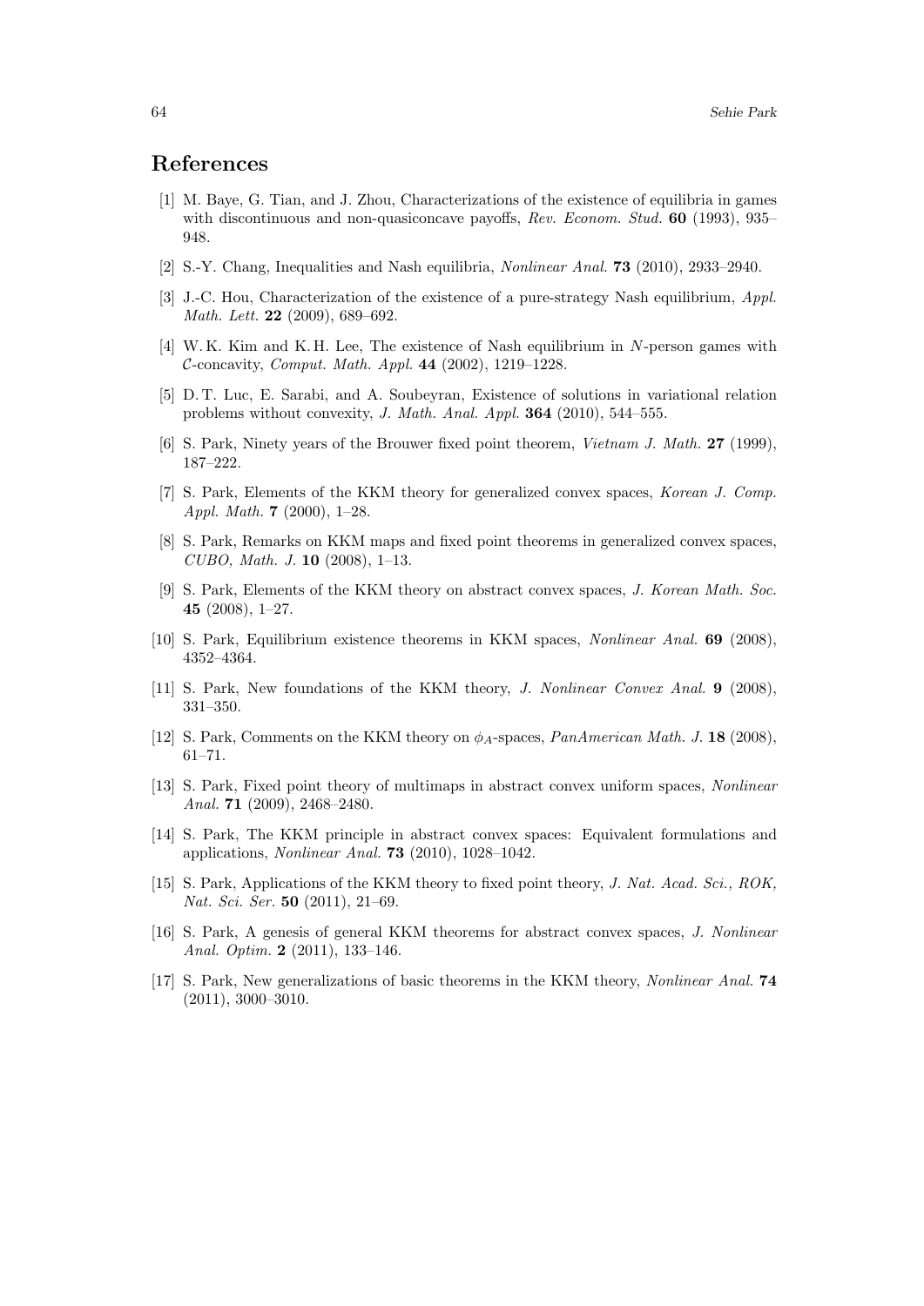## References

[1] M. Baye, G. Tian, and J. Zhou, Characterizations of the existence of equilibria in games with discontinuous and non-quasiconcave payoffs, *Rev. Econom. Stud.* **60** (1993), 935–948.

[2] S.-Y. Chang, Inequalities and Nash equilibria, *Nonlinear Anal.* **73** (2010), 2933–2940.

[3] J.-C. Hou, Characterization of the existence of a pure-strategy Nash equilibrium, *Appl. Math. Lett.* **22** (2009), 689–692.

[4] W. K. Kim and K. H. Lee, The existence of Nash equilibrium in $N$-person games with $\mathcal{C}$-concavity, *Comput. Math. Appl.* **44** (2002), 1219–1228.

[5] D. T. Luc, E. Sarabi, and A. Soubeyran, Existence of solutions in variational relation problems without convexity, *J. Math. Anal. Appl.* **364** (2010), 544–555.

[6] S. Park, Ninety years of the Brouwer fixed point theorem, *Vietnam J. Math.* **27** (1999), 187–222.

[7] S. Park, Elements of the KKM theory for generalized convex spaces, *Korean J. Comp. Appl. Math.* **7** (2000), 1–28.

[8] S. Park, Remarks on KKM maps and fixed point theorems in generalized convex spaces, *CUBO, Math. J.* **10** (2008), 1–13.

[9] S. Park, Elements of the KKM theory on abstract convex spaces, *J. Korean Math. Soc.* **45** (2008), 1–27.

[10] S. Park, Equilibrium existence theorems in KKM spaces, *Nonlinear Anal.* **69** (2008), 4352–4364.

[11] S. Park, New foundations of the KKM theory, *J. Nonlinear Convex Anal.* **9** (2008), 331–350.

[12] S. Park, Comments on the KKM theory on $\phi_A$-spaces, *PanAmerican Math. J.* **18** (2008), 61–71.

[13] S. Park, Fixed point theory of multimaps in abstract convex uniform spaces, *Nonlinear Anal.* **71** (2009), 2468–2480.

[14] S. Park, The KKM principle in abstract convex spaces: Equivalent formulations and applications, *Nonlinear Anal.* **73** (2010), 1028–1042.

[15] S. Park, Applications of the KKM theory to fixed point theory, *J. Nat. Acad. Sci., ROK, Nat. Sci. Ser.* **50** (2011), 21–69.

[16] S. Park, A genesis of general KKM theorems for abstract convex spaces, *J. Nonlinear Anal. Optim.* **2** (2011), 133–146.

[17] S. Park, New generalizations of basic theorems in the KKM theory, *Nonlinear Anal.* **74** (2011), 3000–3010.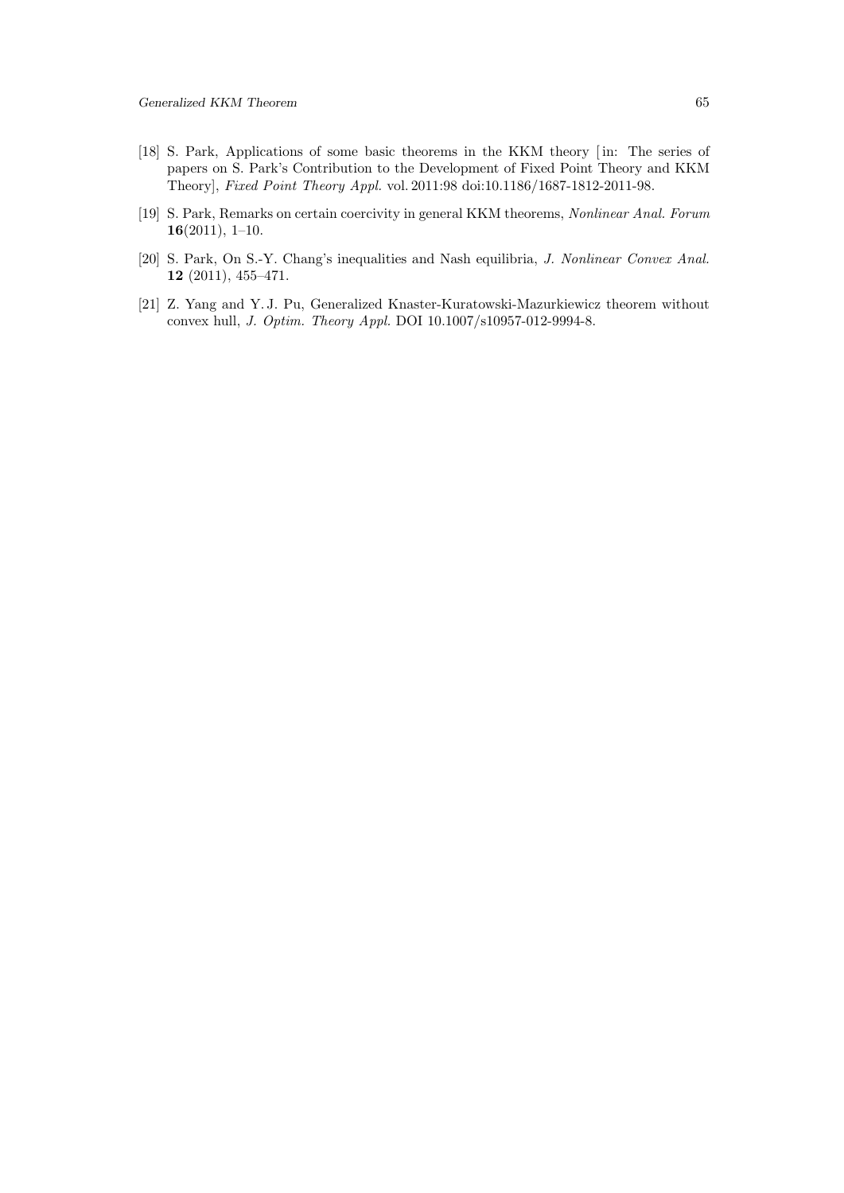[18] S. Park, Applications of some basic theorems in the KKM theory [ in: The series of papers on S. Park's Contribution to the Development of Fixed Point Theory and KKM Theory], *Fixed Point Theory Appl.* vol. 2011:98 doi:10.1186/1687-1812-2011-98.

[19] S. Park, Remarks on certain coercivity in general KKM theorems, *Nonlinear Anal. Forum* **16**(2011), 1–10.

[20] S. Park, On S.-Y. Chang's inequalities and Nash equilibria, *J. Nonlinear Convex Anal.* **12** (2011), 455–471.

[21] Z. Yang and Y. J. Pu, Generalized Knaster-Kuratowski-Mazurkiewicz theorem without convex hull, *J. Optim. Theory Appl.* DOI 10.1007/s10957-012-9994-8.